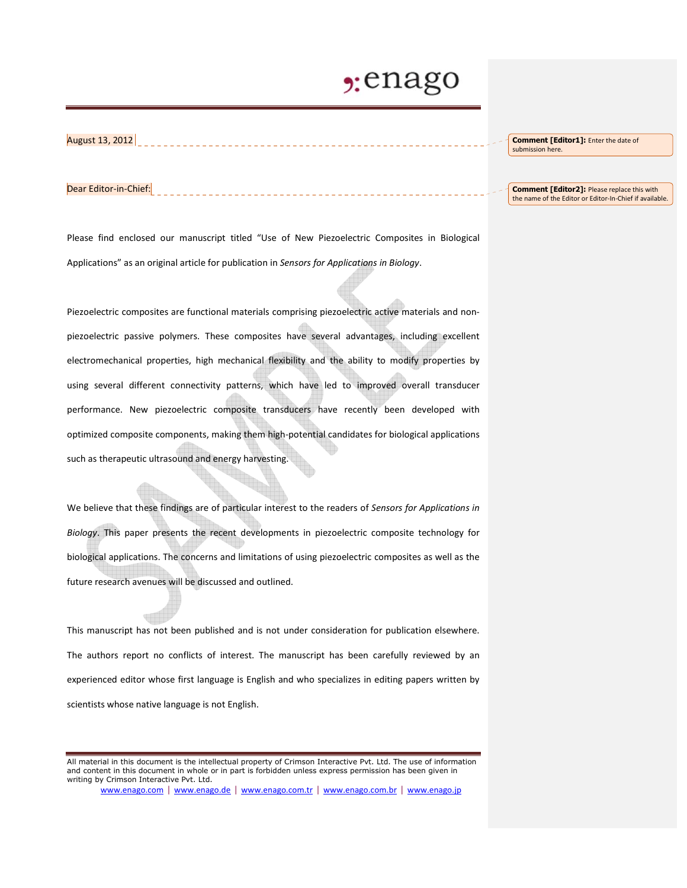August 13, 2012

Dear Editor-in-Chief:

Please find enclosed our manuscript titled "Use of New Piezoelectric Composites in Biological Applications" as an original article for publication in *Sensors for Applications in Biology*.

Piezoelectric composites are functional materials comprising piezoelectric active materials and non-piezoelectric passive polymers. These composites have several advantages, including excellent electromechanical properties, high mechanical flexibility and the ability to modify properties by using several different connectivity patterns, which have led to improved overall transducer performance. New piezoelectric composite transducers have recently been developed with optimized composite components, making them high-potential candidates for biological applications such as therapeutic ultrasound and energy harvesting.

We believe that these findings are of particular interest to the readers of *Sensors for Applications in Biology*. This paper presents the recent developments in piezoelectric composite technology for biological applications. The concerns and limitations of using piezoelectric composites as well as the future research avenues will be discussed and outlined.

This manuscript has not been published and is not under consideration for publication elsewhere. The authors report no conflicts of interest. The manuscript has been carefully reviewed by an experienced editor whose first language is English and who specializes in editing papers written by scientists whose native language is not English.

**Comment [Editor1]:** Enter the date of submission here.

**Comment [Editor2]:** Please replace this with the name of the Editor or Editor-In-Chief if available.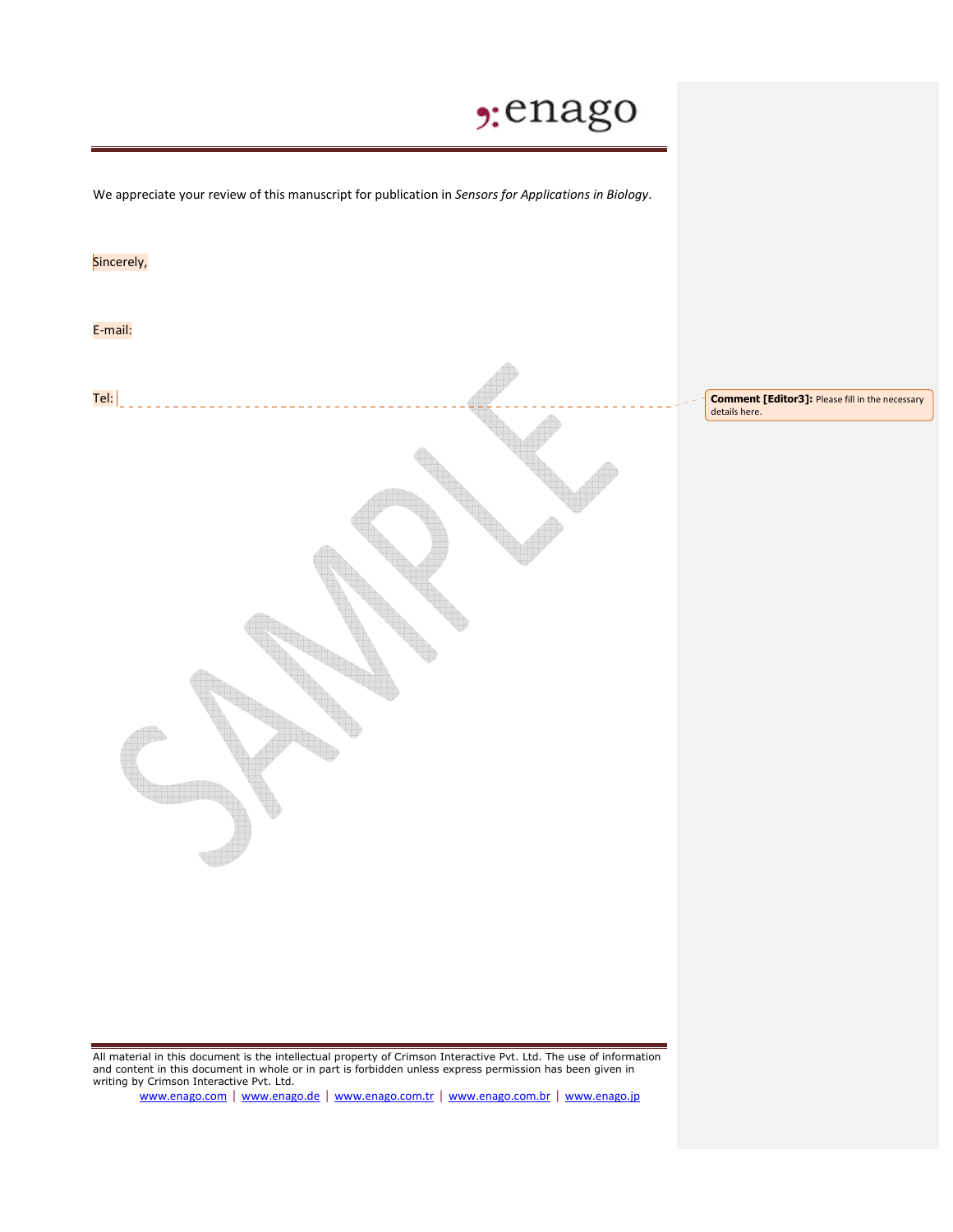We appreciate your review of this manuscript for publication in *Sensors for Applications in Biology*.

Sincerely,

E-mail:

Tel:

**Comment [Editor3]:** Please fill in the necessary details here.

All material in this document is the intellectual property of Crimson Interactive Pvt. Ltd. The use of information and content in this document in whole or in part is forbidden unless express permission has been given in writing by Crimson Interactive Pvt. Ltd.

www.enago.com | www.enago.de | www.enago.com.tr | www.enago.com.br | www.enago.jp